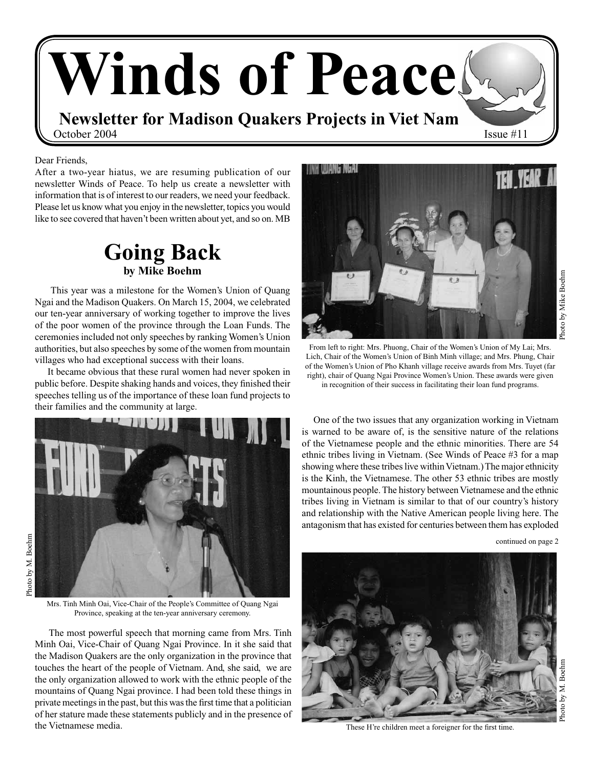# Winds of Peace

**Newsletter for Madison Quakers Projects in Viet Nam**

October 2004 Issue #11

Dear Friends,

After a two-year hiatus, we are resuming publication of our newsletter Winds of Peace. To help us create a newsletter with information that is of interest to our readers, we need your feedback. Please let us know what you enjoy in the newsletter, topics you would like to see covered that haven't been written about yet, and so on. MB

## Going Back

**by Mike Boehm**

This year was a milestone for the Women's Union of Quang Ngai and the Madison Quakers. On March 15, 2004, we celebrated our ten-year anniversary of working together to improve the lives of the poor women of the province through the Loan Funds. The ceremonies included not only speeches by ranking Women's Union authorities, but also speeches by some of the women from mountain villages who had exceptional success with their loans.

It became obvious that these rural women had never spoken in public before. Despite shaking hands and voices, they finished their speeches telling us of the importance of these loan fund projects to their families and the community at large.

Photo by M. Boehm

Mrs. Tinh Minh Oai, Vice-Chair of the People's Committee of Quang Ngai Province, speaking at the ten-year anniversary ceremony.

The most powerful speech that morning came from Mrs. Tinh Minh Oai, Vice-Chair of Quang Ngai Province. In it she said that the Madison Quakers are the only organization in the province that touches the heart of the people of Vietnam. And, she said, we are the only organization allowed to work with the ethnic people of the mountains of Quang Ngai province. I had been told these things in private meetings in the past, but this was the first time that a politician of her stature made these statements publicly and in the presence of the Vietnamese media.

Photo by Mike Boehm

From left to right: Mrs. Phuong, Chair of the Women's Union of My Lai; Mrs. Lich, Chair of the Women's Union of Binh Minh village; and Mrs. Phung, Chair of the Women's Union of Pho Khanh village receive awards from Mrs. Tuyet (far right), chair of Quang Ngai Province Women's Union. These awards were given in recognition of their success in facilitating their loan fund programs.

One of the two issues that any organization working in Vietnam is warned to be aware of, is the sensitive nature of the relations of the Vietnamese people and the ethnic minorities. There are 54 ethnic tribes living in Vietnam. (See Winds of Peace #3 for a map showing where these tribes live within Vietnam.) The major ethnicity is the Kinh, the Vietnamese. The other 53 ethnic tribes are mostly mountainous people. The history between Vietnamese and the ethnic tribes living in Vietnam is similar to that of our country's history and relationship with the Native American people living here. The antagonism that has existed for centuries between them has exploded

continued on page 2

Photo by M. Boehm

These H're children meet a foreigner for the first time.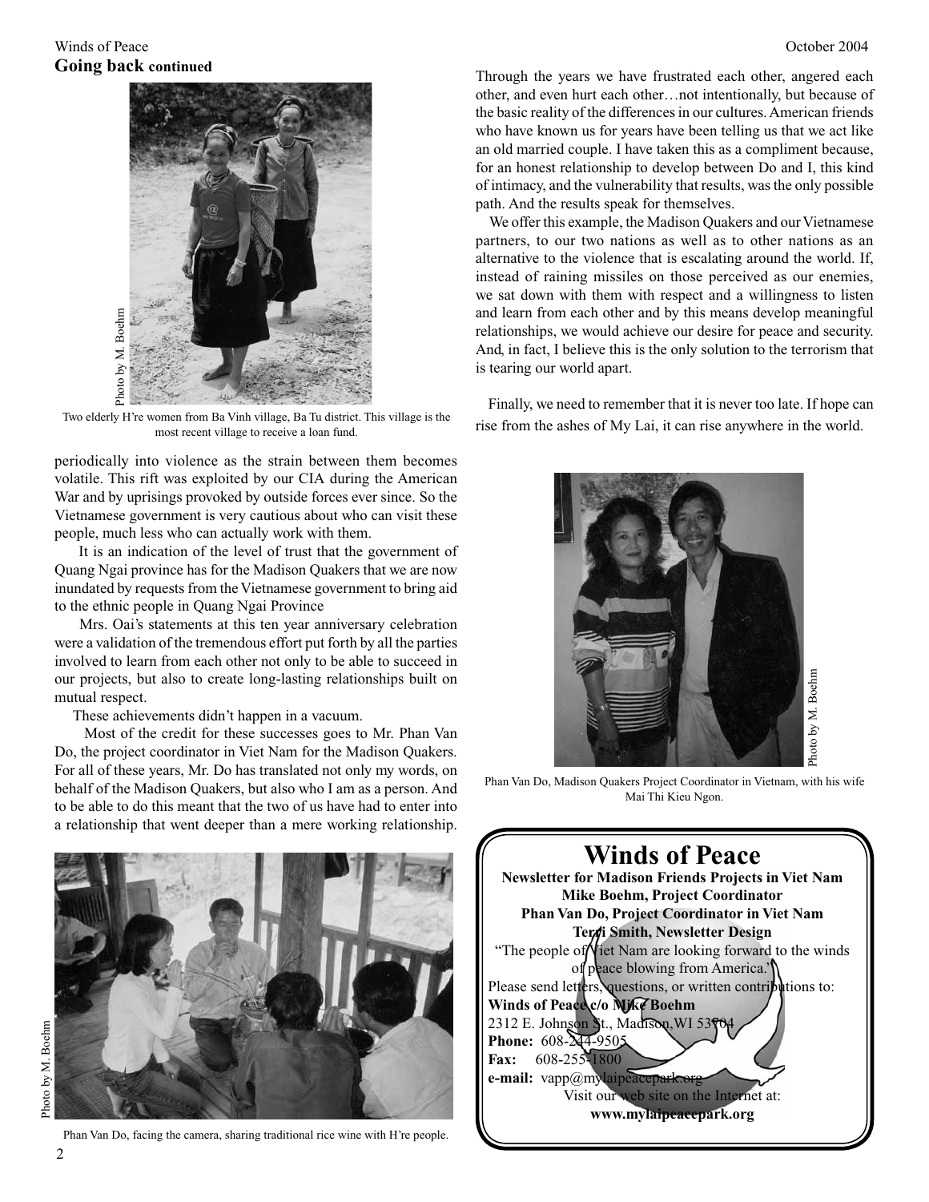## Going back continued

Two elderly H're women from Ba Vinh village, Ba Tu district. This village is the most recent village to receive a loan fund.

periodically into violence as the strain between them becomes volatile. This rift was exploited by our CIA during the American War and by uprisings provoked by outside forces ever since. So the Vietnamese government is very cautious about who can visit these people, much less who can actually work with them.

It is an indication of the level of trust that the government of Quang Ngai province has for the Madison Quakers that we are now inundated by requests from the Vietnamese government to bring aid to the ethnic people in Quang Ngai Province

Mrs. Oai's statements at this ten year anniversary celebration were a validation of the tremendous effort put forth by all the parties involved to learn from each other not only to be able to succeed in our projects, but also to create long-lasting relationships built on mutual respect.

These achievements didn't happen in a vacuum.

Most of the credit for these successes goes to Mr. Phan Van Do, the project coordinator in Viet Nam for the Madison Quakers. For all of these years, Mr. Do has translated not only my words, on behalf of the Madison Quakers, but also who I am as a person. And to be able to do this meant that the two of us have had to enter into a relationship that went deeper than a mere working relationship.

Phan Van Do, facing the camera, sharing traditional rice wine with H're people.

Through the years we have frustrated each other, angered each other, and even hurt each other…not intentionally, but because of the basic reality of the differences in our cultures. American friends who have known us for years have been telling us that we act like an old married couple. I have taken this as a compliment because, for an honest relationship to develop between Do and I, this kind of intimacy, and the vulnerability that results, was the only possible path. And the results speak for themselves.

We offer this example, the Madison Quakers and our Vietnamese partners, to our two nations as well as to other nations as an alternative to the violence that is escalating around the world. If, instead of raining missiles on those perceived as our enemies, we sat down with them with respect and a willingness to listen and learn from each other and by this means develop meaningful relationships, we would achieve our desire for peace and security. And, in fact, I believe this is the only solution to the terrorism that is tearing our world apart.

Finally, we need to remember that it is never too late. If hope can rise from the ashes of My Lai, it can rise anywhere in the world.

Phan Van Do, Madison Quakers Project Coordinator in Vietnam, with his wife Mai Thi Kieu Ngon.

## Winds of Peace

**Newsletter for Madison Friends Projects in Viet Nam**
**Mike Boehm, Project Coordinator**
**Phan Van Do, Project Coordinator in Viet Nam**
**Terri Smith, Newsletter Design**

"The people of Viet Nam are looking forward to the winds of peace blowing from America."

Please send letters, questions, or written contributions to:
**Winds of Peace c/o Mike Boehm**
2312 E. Johnson St., Madison, WI 53704
**Phone:** 608-244-9505
**Fax:** 608-255-1800
**e-mail:** vapp@mylaipeacepark.org

Visit our web site on the Internet at:
**www.mylaipeacepark.org**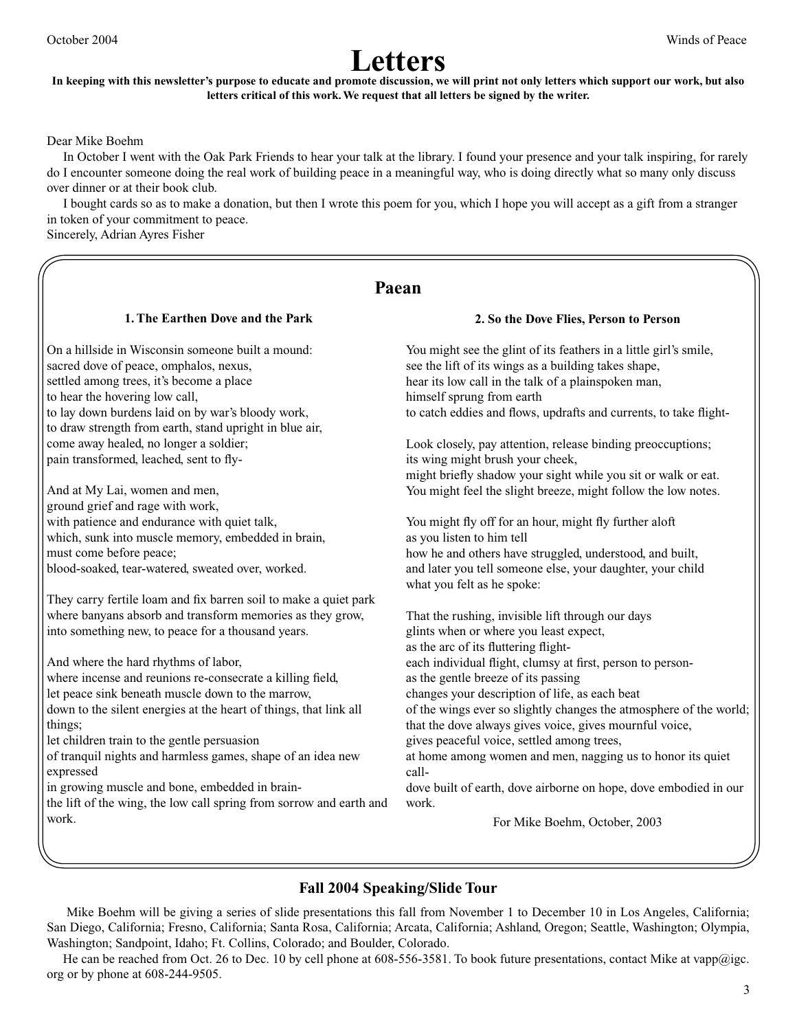# Letters

**In keeping with this newsletter's purpose to educate and promote discussion, we will print not only letters which support our work, but also letters critical of this work. We request that all letters be signed by the writer.**

Dear Mike Boehm

In October I went with the Oak Park Friends to hear your talk at the library. I found your presence and your talk inspiring, for rarely do I encounter someone doing the real work of building peace in a meaningful way, who is doing directly what so many only discuss over dinner or at their book club.

I bought cards so as to make a donation, but then I wrote this poem for you, which I hope you will accept as a gift from a stranger in token of your commitment to peace.

Sincerely, Adrian Ayres Fisher

## Paean

### 1. The Earthen Dove and the Park

On a hillside in Wisconsin someone built a mound:
sacred dove of peace, omphalos, nexus,
settled among trees, it's become a place
to hear the hovering low call,
to lay down burdens laid on by war's bloody work,
to draw strength from earth, stand upright in blue air,
come away healed, no longer a soldier;
pain transformed, leached, sent to fly-

And at My Lai, women and men,
ground grief and rage with work,
with patience and endurance with quiet talk,
which, sunk into muscle memory, embedded in brain,
must come before peace;
blood-soaked, tear-watered, sweated over, worked.

They carry fertile loam and fix barren soil to make a quiet park
where banyans absorb and transform memories as they grow,
into something new, to peace for a thousand years.

And where the hard rhythms of labor,
where incense and reunions re-consecrate a killing field,
let peace sink beneath muscle down to the marrow,
down to the silent energies at the heart of things, that link all things;
let children train to the gentle persuasion
of tranquil nights and harmless games, shape of an idea new expressed
in growing muscle and bone, embedded in brain-
the lift of the wing, the low call spring from sorrow and earth and work.

### 2. So the Dove Flies, Person to Person

You might see the glint of its feathers in a little girl's smile,
see the lift of its wings as a building takes shape,
hear its low call in the talk of a plainspoken man,
himself sprung from earth
to catch eddies and flows, updrafts and currents, to take flight-

Look closely, pay attention, release binding preoccupations;
its wing might brush your cheek,
might briefly shadow your sight while you sit or walk or eat.
You might feel the slight breeze, might follow the low notes.

You might fly off for an hour, might fly further aloft
as you listen to him tell
how he and others have struggled, understood, and built,
and later you tell someone else, your daughter, your child
what you felt as he spoke:

That the rushing, invisible lift through our days
glints when or where you least expect,
as the arc of its fluttering flight-
each individual flight, clumsy at first, person to person-
as the gentle breeze of its passing
changes your description of life, as each beat
of the wings ever so slightly changes the atmosphere of the world;
that the dove always gives voice, gives mournful voice,
gives peaceful voice, settled among trees,
at home among women and men, nagging us to honor its quiet call-
dove built of earth, dove airborne on hope, dove embodied in our work.

For Mike Boehm, October, 2003

## Fall 2004 Speaking/Slide Tour

Mike Boehm will be giving a series of slide presentations this fall from November 1 to December 10 in Los Angeles, California; San Diego, California; Fresno, California; Santa Rosa, California; Arcata, California; Ashland, Oregon; Seattle, Washington; Olympia, Washington; Sandpoint, Idaho; Ft. Collins, Colorado; and Boulder, Colorado.

He can be reached from Oct. 26 to Dec. 10 by cell phone at 608-556-3581. To book future presentations, contact Mike at vapp@igc.org or by phone at 608-244-9505.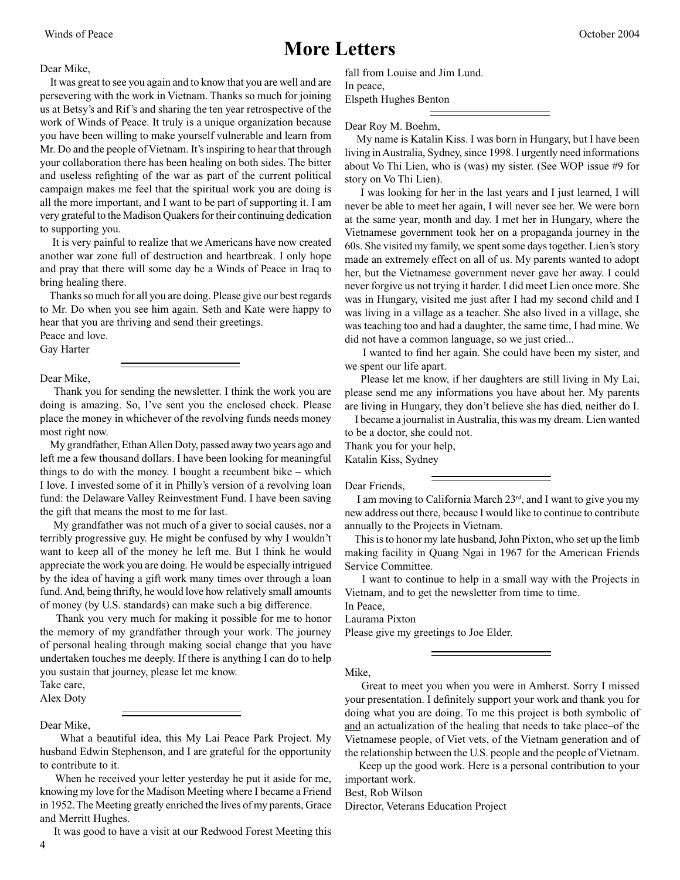// Page 4

# More Letters

Dear Mike,

It was great to see you again and to know that you are well and are persevering with the work in Vietnam. Thanks so much for joining us at Betsy's and Rif's and sharing the ten year retrospective of the work of Winds of Peace. It truly is a unique organization because you have been willing to make yourself vulnerable and learn from Mr. Do and the people of Vietnam. It's inspiring to hear that through your collaboration there has been healing on both sides. The bitter and useless refighting of the war as part of the current political campaign makes me feel that the spiritual work you are doing is all the more important, and I want to be part of supporting it. I am very grateful to the Madison Quakers for their continuing dedication to supporting you.

It is very painful to realize that we Americans have now created another war zone full of destruction and heartbreak. I only hope and pray that there will some day be a Winds of Peace in Iraq to bring healing there.

Thanks so much for all you are doing. Please give our best regards to Mr. Do when you see him again. Seth and Kate were happy to hear that you are thriving and send their greetings.

Peace and love.

Gay Harter

---

Dear Mike,

Thank you for sending the newsletter. I think the work you are doing is amazing. So, I've sent you the enclosed check. Please place the money in whichever of the revolving funds needs money most right now.

My grandfather, Ethan Allen Doty, passed away two years ago and left me a few thousand dollars. I have been looking for meaningful things to do with the money. I bought a recumbent bike – which I love. I invested some of it in Philly's version of a revolving loan fund: the Delaware Valley Reinvestment Fund. I have been saving the gift that means the most to me for last.

My grandfather was not much of a giver to social causes, nor a terribly progressive guy. He might be confused by why I wouldn't want to keep all of the money he left me. But I think he would appreciate the work you are doing. He would be especially intrigued by the idea of having a gift work many times over through a loan fund. And, being thrifty, he would love how relatively small amounts of money (by U.S. standards) can make such a big difference.

Thank you very much for making it possible for me to honor the memory of my grandfather through your work. The journey of personal healing through making social change that you have undertaken touches me deeply. If there is anything I can do to help you sustain that journey, please let me know.

Take care,

Alex Doty

---

Dear Mike,

What a beautiful idea, this My Lai Peace Park Project. My husband Edwin Stephenson, and I are grateful for the opportunity to contribute to it.

When he received your letter yesterday he put it aside for me, knowing my love for the Madison Meeting where I became a Friend in 1952. The Meeting greatly enriched the lives of my parents, Grace and Merritt Hughes.

It was good to have a visit at our Redwood Forest Meeting this fall from Louise and Jim Lund.

In peace,

Elspeth Hughes Benton

---

Dear Roy M. Boehm,

My name is Katalin Kiss. I was born in Hungary, but I have been living in Australia, Sydney, since 1998. I urgently need informations about Vo Thi Lien, who is (was) my sister. (See WOP issue #9 for story on Vo Thi Lien).

I was looking for her in the last years and I just learned, I will never be able to meet her again, I will never see her. We were born at the same year, month and day. I met her in Hungary, where the Vietnamese government took her on a propaganda journey in the 60s. She visited my family, we spent some days together. Lien's story made an extremely effect on all of us. My parents wanted to adopt her, but the Vietnamese government never gave her away. I could never forgive us not trying it harder. I did meet Lien once more. She was in Hungary, visited me just after I had my second child and I was living in a village as a teacher. She also lived in a village, she was teaching too and had a daughter, the same time, I had mine. We did not have a common language, so we just cried...

I wanted to find her again. She could have been my sister, and we spent our life apart.

Please let me know, if her daughters are still living in My Lai, please send me any informations you have about her. My parents are living in Hungary, they don't believe she has died, neither do I.

I became a journalist in Australia, this was my dream. Lien wanted to be a doctor, she could not.

Thank you for your help,

Katalin Kiss, Sydney

---

Dear Friends,

I am moving to California March 23rd, and I want to give you my new address out there, because I would like to continue to contribute annually to the Projects in Vietnam.

This is to honor my late husband, John Pixton, who set up the limb making facility in Quang Ngai in 1967 for the American Friends Service Committee.

I want to continue to help in a small way with the Projects in Vietnam, and to get the newsletter from time to time.

In Peace,

Laurama Pixton

Please give my greetings to Joe Elder.

---

Mike,

Great to meet you when you were in Amherst. Sorry I missed your presentation. I definitely support your work and thank you for doing what you are doing. To me this project is both symbolic of <u>and</u> an actualization of the healing that needs to take place–of the Vietnamese people, of Viet vets, of the Vietnam generation and of the relationship between the U.S. people and the people of Vietnam.

Keep up the good work. Here is a personal contribution to your important work.

Best, Rob Wilson

Director, Veterans Education Project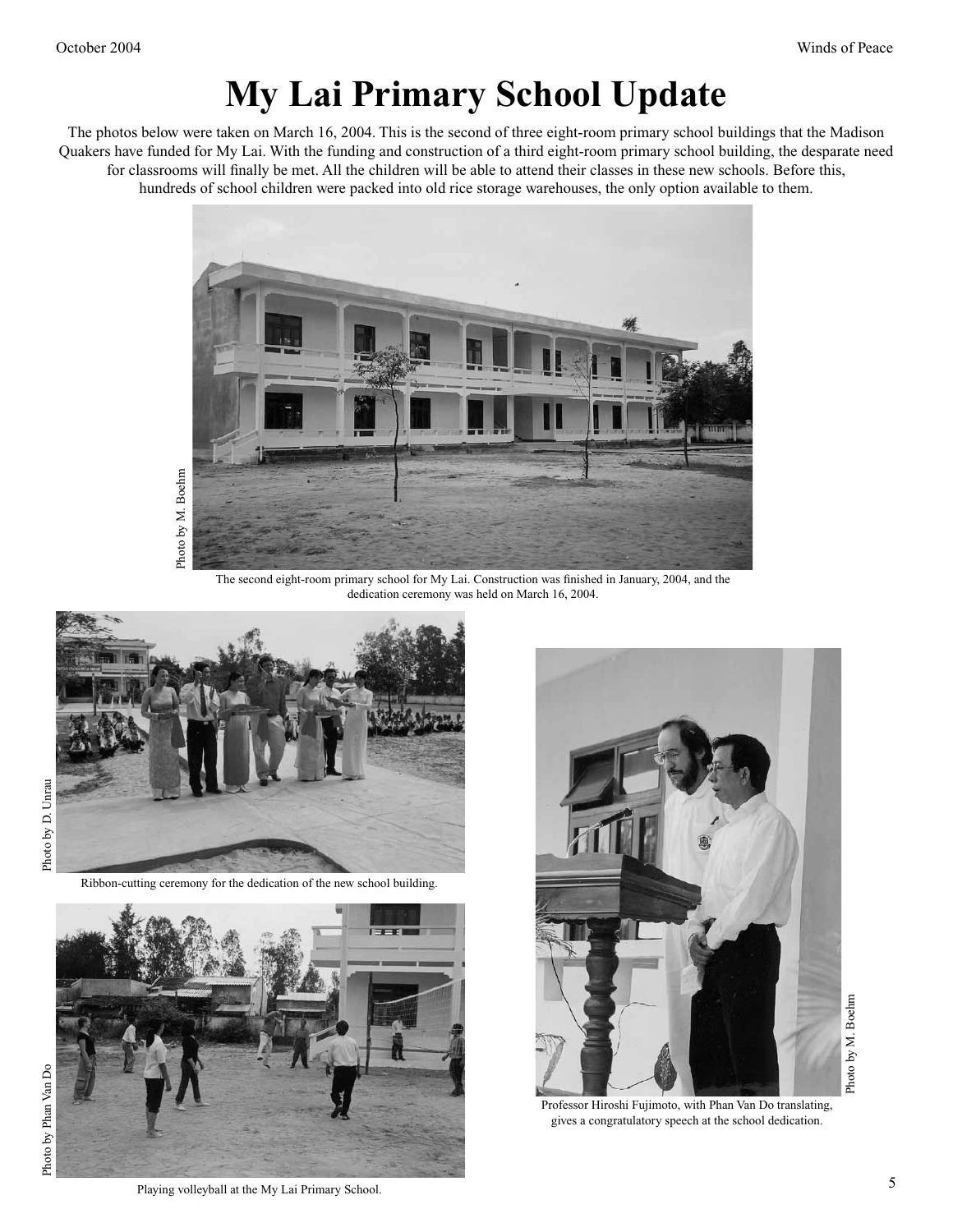# My Lai Primary School Update

The photos below were taken on March 16, 2004. This is the second of three eight-room primary school buildings that the Madison Quakers have funded for My Lai. With the funding and construction of a third eight-room primary school building, the desparate need for classrooms will finally be met. All the children will be able to attend their classes in these new schools. Before this, hundreds of school children were packed into old rice storage warehouses, the only option available to them.

Photo by M. Boehm

The second eight-room primary school for My Lai. Construction was finished in January, 2004, and the dedication ceremony was held on March 16, 2004.

Photo by D. Unrau

Ribbon-cutting ceremony for the dedication of the new school building.

Photo by Phan Van Do

Playing volleyball at the My Lai Primary School.

Photo by M. Boehm

Professor Hiroshi Fujimoto, with Phan Van Do translating, gives a congratulatory speech at the school dedication.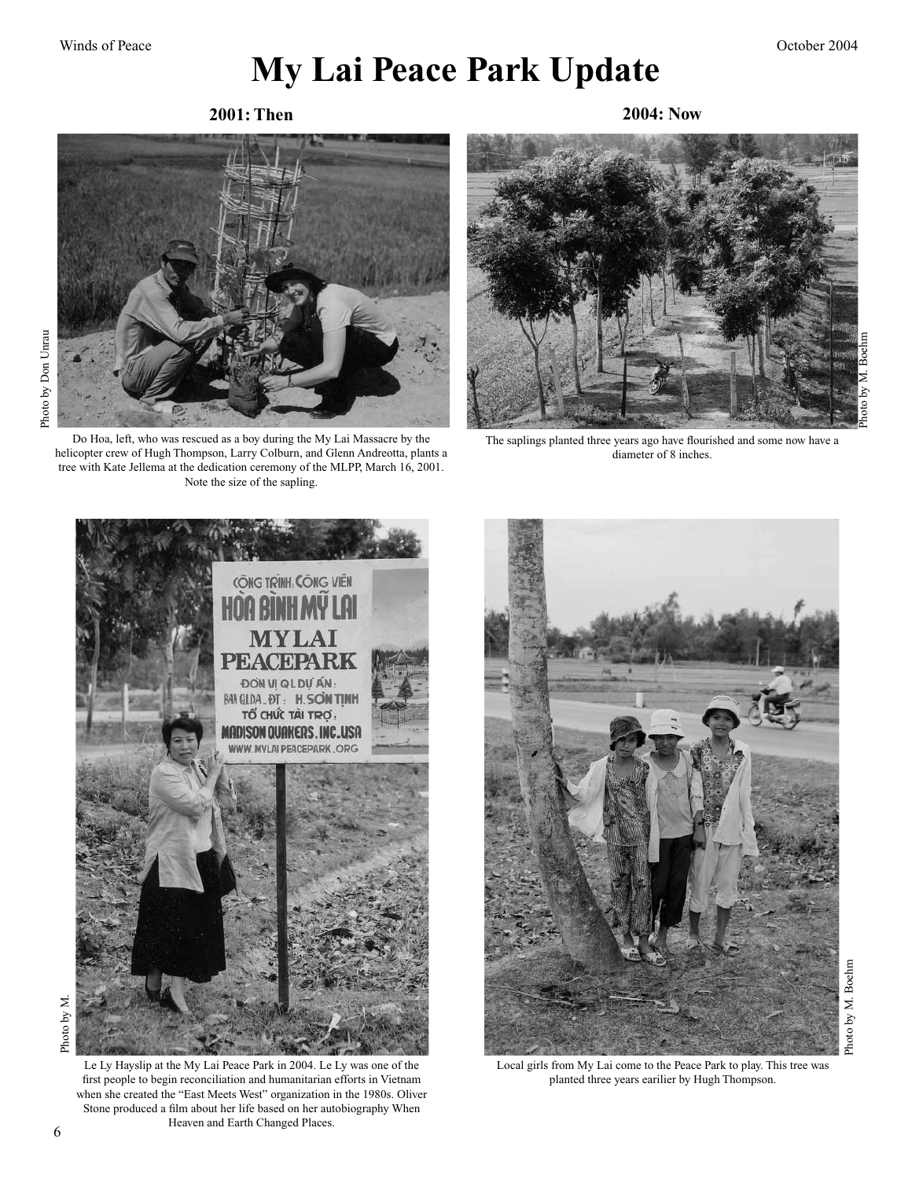# My Lai Peace Park Update

**2001: Then**

Photo by Don Unrau

Do Hoa, left, who was rescued as a boy during the My Lai Massacre by the helicopter crew of Hugh Thompson, Larry Colburn, and Glenn Andreotta, plants a tree with Kate Jellema at the dedication ceremony of the MLPP, March 16, 2001. Note the size of the sapling.

**2004: Now**

Photo by M. Boehm

The saplings planted three years ago have flourished and some now have a diameter of 8 inches.

Photo by M.

Le Ly Hayslip at the My Lai Peace Park in 2004. Le Ly was one of the first people to begin reconciliation and humanitarian efforts in Vietnam when she created the "East Meets West" organization in the 1980s. Oliver Stone produced a film about her life based on her autobiography When Heaven and Earth Changed Places.

Photo by M. Boehm

Local girls from My Lai come to the Peace Park to play. This tree was planted three years earilier by Hugh Thompson.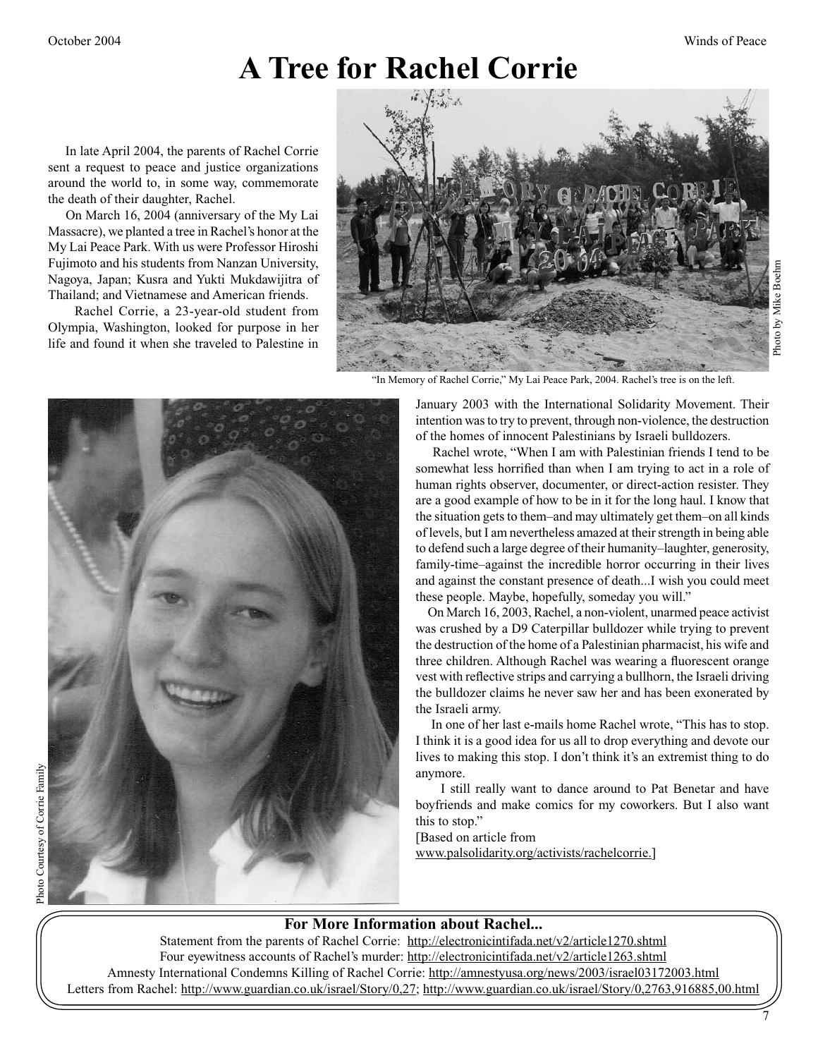# A Tree for Rachel Corrie

In late April 2004, the parents of Rachel Corrie sent a request to peace and justice organizations around the world to, in some way, commemorate the death of their daughter, Rachel.

On March 16, 2004 (anniversary of the My Lai Massacre), we planted a tree in Rachel's honor at the My Lai Peace Park. With us were Professor Hiroshi Fujimoto and his students from Nanzan University, Nagoya, Japan; Kusra and Yukti Mukdawijitra of Thailand; and Vietnamese and American friends.

Rachel Corrie, a 23-year-old student from Olympia, Washington, looked for purpose in her life and found it when she traveled to Palestine in January 2003 with the International Solidarity Movement. Their intention was to try to prevent, through non-violence, the destruction of the homes of innocent Palestinians by Israeli bulldozers.

Photo by Mike Boehm

"In Memory of Rachel Corrie," My Lai Peace Park, 2004. Rachel's tree is on the left.

Photo Courtesy of Corrie Family

Rachel wrote, "When I am with Palestinian friends I tend to be somewhat less horrified than when I am trying to act in a role of human rights observer, documenter, or direct-action resister. They are a good example of how to be in it for the long haul. I know that the situation gets to them–and may ultimately get them–on all kinds of levels, but I am nevertheless amazed at their strength in being able to defend such a large degree of their humanity–laughter, generosity, family-time–against the incredible horror occurring in their lives and against the constant presence of death...I wish you could meet these people. Maybe, hopefully, someday you will."

On March 16, 2003, Rachel, a non-violent, unarmed peace activist was crushed by a D9 Caterpillar bulldozer while trying to prevent the destruction of the home of a Palestinian pharmacist, his wife and three children. Although Rachel was wearing a fluorescent orange vest with reflective strips and carrying a bullhorn, the Israeli driving the bulldozer claims he never saw her and has been exonerated by the Israeli army.

In one of her last e-mails home Rachel wrote, "This has to stop. I think it is a good idea for us all to drop everything and devote our lives to making this stop. I don't think it's an extremist thing to do anymore.

I still really want to dance around to Pat Benetar and have boyfriends and make comics for my coworkers. But I also want this to stop."

[Based on article from www.palsolidarity.org/activists/rachelcorrie.]

**For More Information about Rachel...**

Statement from the parents of Rachel Corrie: http://electronicintifada.net/v2/article1270.shtml

Four eyewitness accounts of Rachel's murder: http://electronicintifada.net/v2/article1263.shtml

Amnesty International Condemns Killing of Rachel Corrie: http://amnestyusa.org/news/2003/israel03172003.html

Letters from Rachel: http://www.guardian.co.uk/israel/Story/0,27; http://www.guardian.co.uk/israel/Story/0,2763,916885,00.html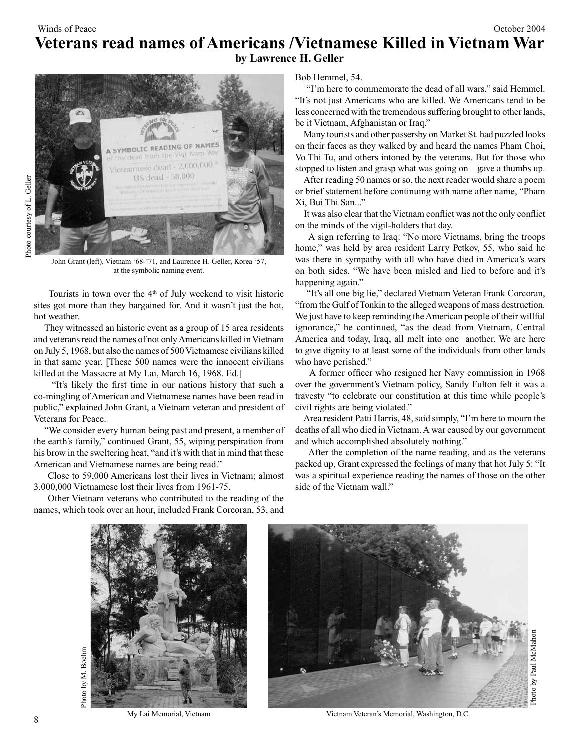# Veterans read names of Americans /Vietnamese Killed in Vietnam War

**by Lawrence H. Geller**

Photo courtesy of L. Geller

John Grant (left), Vietnam '68-'71, and Laurence H. Geller, Korea '57, at the symbolic naming event.

Tourists in town over the 4th of July weekend to visit historic sites got more than they bargained for. And it wasn't just the hot, hot weather.

They witnessed an historic event as a group of 15 area residents and veterans read the names of not only Americans killed in Vietnam on July 5, 1968, but also the names of 500 Vietnamese civilians killed in that same year. [These 500 names were the innocent civilians killed at the Massacre at My Lai, March 16, 1968. Ed.]

"It's likely the first time in our nations history that such a co-mingling of American and Vietnamese names have been read in public," explained John Grant, a Vietnam veteran and president of Veterans for Peace.

"We consider every human being past and present, a member of the earth's family," continued Grant, 55, wiping perspiration from his brow in the sweltering heat, "and it's with that in mind that these American and Vietnamese names are being read."

Close to 59,000 Americans lost their lives in Vietnam; almost 3,000,000 Vietnamese lost their lives from 1961-75.

Other Vietnam veterans who contributed to the reading of the names, which took over an hour, included Frank Corcoran, 53, and Bob Hemmel, 54.

"I'm here to commemorate the dead of all wars," said Hemmel. "It's not just Americans who are killed. We Americans tend to be less concerned with the tremendous suffering brought to other lands, be it Vietnam, Afghanistan or Iraq."

Many tourists and other passersby on Market St. had puzzled looks on their faces as they walked by and heard the names Pham Choi, Vo Thi Tu, and others intoned by the veterans. But for those who stopped to listen and grasp what was going on – gave a thumbs up.

After reading 50 names or so, the next reader would share a poem or brief statement before continuing with name after name, "Pham Xi, Bui Thi San..."

It was also clear that the Vietnam conflict was not the only conflict on the minds of the vigil-holders that day.

A sign referring to Iraq: "No more Vietnams, bring the troops home," was held by area resident Larry Petkov, 55, who said he was there in sympathy with all who have died in America's wars on both sides. "We have been misled and lied to before and it's happening again."

"It's all one big lie," declared Vietnam Veteran Frank Corcoran, "from the Gulf of Tonkin to the alleged weapons of mass destruction. We just have to keep reminding the American people of their willful ignorance," he continued, "as the dead from Vietnam, Central America and today, Iraq, all melt into one another. We are here to give dignity to at least some of the individuals from other lands who have perished."

A former officer who resigned her Navy commission in 1968 over the government's Vietnam policy, Sandy Fulton felt it was a travesty "to celebrate our constitution at this time while people's civil rights are being violated."

Area resident Patti Harris, 48, said simply, "I'm here to mourn the deaths of all who died in Vietnam. A war caused by our government and which accomplished absolutely nothing."

After the completion of the name reading, and as the veterans packed up, Grant expressed the feelings of many that hot July 5: "It was a spiritual experience reading the names of those on the other side of the Vietnam wall."

Photo by M. Boehm

My Lai Memorial, Vietnam

Photo by Paul McMahon

Vietnam Veteran's Memorial, Washington, D.C.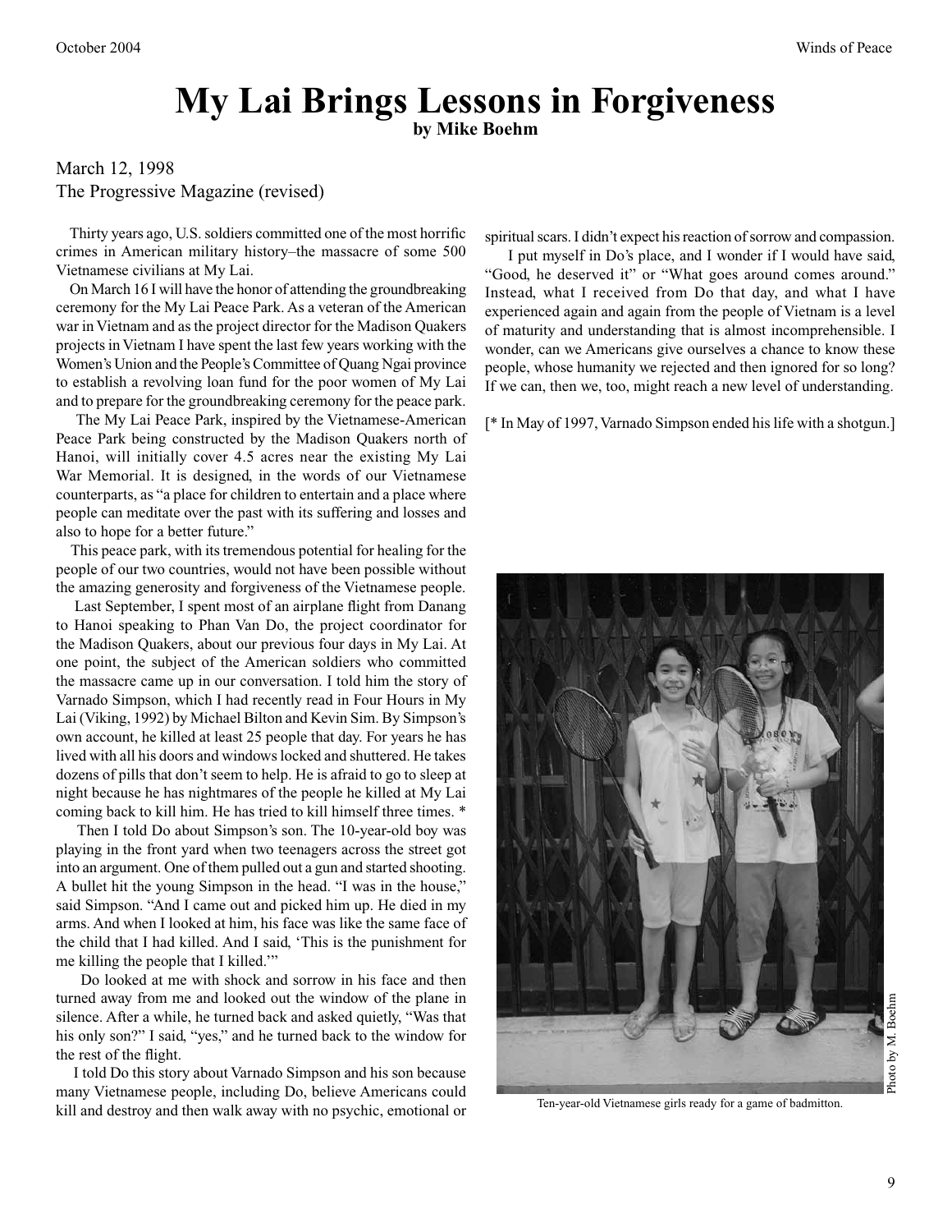// transcript
# My Lai Brings Lessons in Forgiveness

**by Mike Boehm**

March 12, 1998
The Progressive Magazine (revised)

Thirty years ago, U.S. soldiers committed one of the most horrific crimes in American military history–the massacre of some 500 Vietnamese civilians at My Lai.

On March 16 I will have the honor of attending the groundbreaking ceremony for the My Lai Peace Park. As a veteran of the American war in Vietnam and as the project director for the Madison Quakers projects in Vietnam I have spent the last few years working with the Women's Union and the People's Committee of Quang Ngai province to establish a revolving loan fund for the poor women of My Lai and to prepare for the groundbreaking ceremony for the peace park.

The My Lai Peace Park, inspired by the Vietnamese-American Peace Park being constructed by the Madison Quakers north of Hanoi, will initially cover 4.5 acres near the existing My Lai War Memorial. It is designed, in the words of our Vietnamese counterparts, as "a place for children to entertain and a place where people can meditate over the past with its suffering and losses and also to hope for a better future."

This peace park, with its tremendous potential for healing for the people of our two countries, would not have been possible without the amazing generosity and forgiveness of the Vietnamese people.

Last September, I spent most of an airplane flight from Danang to Hanoi speaking to Phan Van Do, the project coordinator for the Madison Quakers, about our previous four days in My Lai. At one point, the subject of the American soldiers who committed the massacre came up in our conversation. I told him the story of Varnado Simpson, which I had recently read in Four Hours in My Lai (Viking, 1992) by Michael Bilton and Kevin Sim. By Simpson's own account, he killed at least 25 people that day. For years he has lived with all his doors and windows locked and shuttered. He takes dozens of pills that don't seem to help. He is afraid to go to sleep at night because he has nightmares of the people he killed at My Lai coming back to kill him. He has tried to kill himself three times. *

Then I told Do about Simpson's son. The 10-year-old boy was playing in the front yard when two teenagers across the street got into an argument. One of them pulled out a gun and started shooting. A bullet hit the young Simpson in the head. "I was in the house," said Simpson. "And I came out and picked him up. He died in my arms. And when I looked at him, his face was like the same face of the child that I had killed. And I said, 'This is the punishment for me killing the people that I killed.'"

Do looked at me with shock and sorrow in his face and then turned away from me and looked out the window of the plane in silence. After a while, he turned back and asked quietly, "Was that his only son?" I said, "yes," and he turned back to the window for the rest of the flight.

I told Do this story about Varnado Simpson and his son because many Vietnamese people, including Do, believe Americans could kill and destroy and then walk away with no psychic, emotional or spiritual scars. I didn't expect his reaction of sorrow and compassion.

I put myself in Do's place, and I wonder if I would have said, "Good, he deserved it" or "What goes around comes around." Instead, what I received from Do that day, and what I have experienced again and again from the people of Vietnam is a level of maturity and understanding that is almost incomprehensible. I wonder, can we Americans give ourselves a chance to know these people, whose humanity we rejected and then ignored for so long? If we can, then we, too, might reach a new level of understanding.

[* In May of 1997, Varnado Simpson ended his life with a shotgun.]

Photo by M. Boehm

Ten-year-old Vietnamese girls ready for a game of badmitton.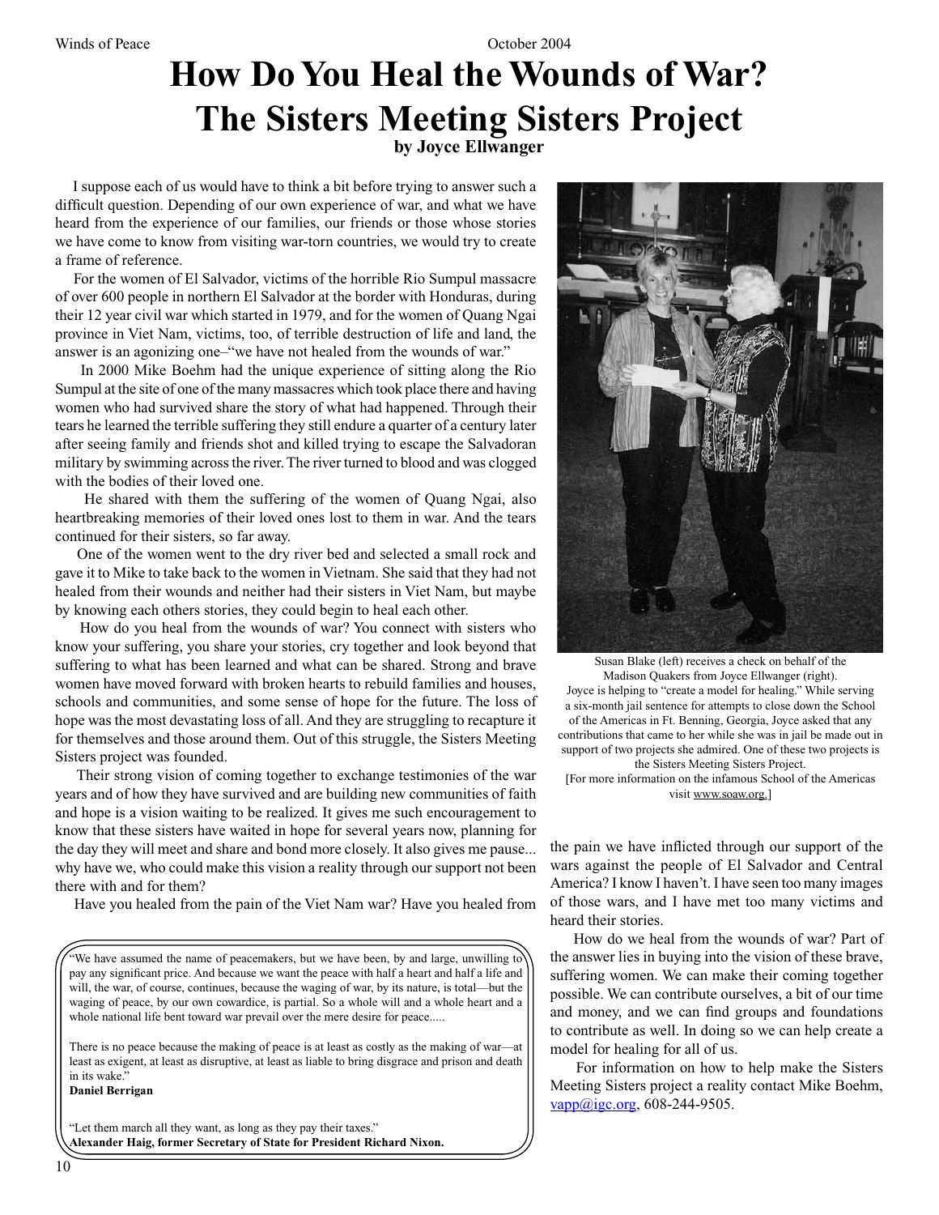// How Do You Heal the Wounds of War?
# How Do You Heal the Wounds of War? The Sisters Meeting Sisters Project

**by Joyce Ellwanger**

I suppose each of us would have to think a bit before trying to answer such a difficult question. Depending of our own experience of war, and what we have heard from the experience of our families, our friends or those whose stories we have come to know from visiting war-torn countries, we would try to create a frame of reference.

For the women of El Salvador, victims of the horrible Rio Sumpul massacre of over 600 people in northern El Salvador at the border with Honduras, during their 12 year civil war which started in 1979, and for the women of Quang Ngai province in Viet Nam, victims, too, of terrible destruction of life and land, the answer is an agonizing one–"we have not healed from the wounds of war."

In 2000 Mike Boehm had the unique experience of sitting along the Rio Sumpul at the site of one of the many massacres which took place there and having women who had survived share the story of what had happened. Through their tears he learned the terrible suffering they still endure a quarter of a century later after seeing family and friends shot and killed trying to escape the Salvadoran military by swimming across the river. The river turned to blood and was clogged with the bodies of their loved one.

He shared with them the suffering of the women of Quang Ngai, also heartbreaking memories of their loved ones lost to them in war. And the tears continued for their sisters, so far away.

One of the women went to the dry river bed and selected a small rock and gave it to Mike to take back to the women in Vietnam. She said that they had not healed from their wounds and neither had their sisters in Viet Nam, but maybe by knowing each others stories, they could begin to heal each other.

How do you heal from the wounds of war? You connect with sisters who know your suffering, you share your stories, cry together and look beyond that suffering to what has been learned and what can be shared. Strong and brave women have moved forward with broken hearts to rebuild families and houses, schools and communities, and some sense of hope for the future. The loss of hope was the most devastating loss of all. And they are struggling to recapture it for themselves and those around them. Out of this struggle, the Sisters Meeting Sisters project was founded.

Their strong vision of coming together to exchange testimonies of the war years and of how they have survived and are building new communities of faith and hope is a vision waiting to be realized. It gives me such encouragement to know that these sisters have waited in hope for several years now, planning for the day they will meet and share and bond more closely. It also gives me pause... why have we, who could make this vision a reality through our support not been there with and for them?

Have you healed from the pain of the Viet Nam war? Have you healed from the pain we have inflicted through our support of the wars against the people of El Salvador and Central America? I know I haven't. I have seen too many images of those wars, and I have met too many victims and heard their stories.

How do we heal from the wounds of war? Part of the answer lies in buying into the vision of these brave, suffering women. We can make their coming together possible. We can contribute ourselves, a bit of our time and money, and we can find groups and foundations to contribute as well. In doing so we can help create a model for healing for all of us.

For information on how to help make the Sisters Meeting Sisters project a reality contact Mike Boehm, vapp@igc.org, 608-244-9505.

Susan Blake (left) receives a check on behalf of the Madison Quakers from Joyce Ellwanger (right). Joyce is helping to "create a model for healing." While serving a six-month jail sentence for attempts to close down the School of the Americas in Ft. Benning, Georgia, Joyce asked that any contributions that came to her while she was in jail be made out in support of two projects she admired. One of these two projects is the Sisters Meeting Sisters Project.
[For more information on the infamous School of the Americas visit www.soaw.org.]

---

"We have assumed the name of peacemakers, but we have been, by and large, unwilling to pay any significant price. And because we want the peace with half a heart and half a life and will, the war, of course, continues, because the waging of war, by its nature, is total—but the waging of peace, by our own cowardice, is partial. So a whole will and a whole heart and a whole national life bent toward war prevail over the mere desire for peace.....

There is no peace because the making of peace is at least as costly as the making of war—at least as exigent, at least as disruptive, at least as liable to bring disgrace and prison and death in its wake."
**Daniel Berrigan**

"Let them march all they want, as long as they pay their taxes."
**Alexander Haig, former Secretary of State for President Richard Nixon.**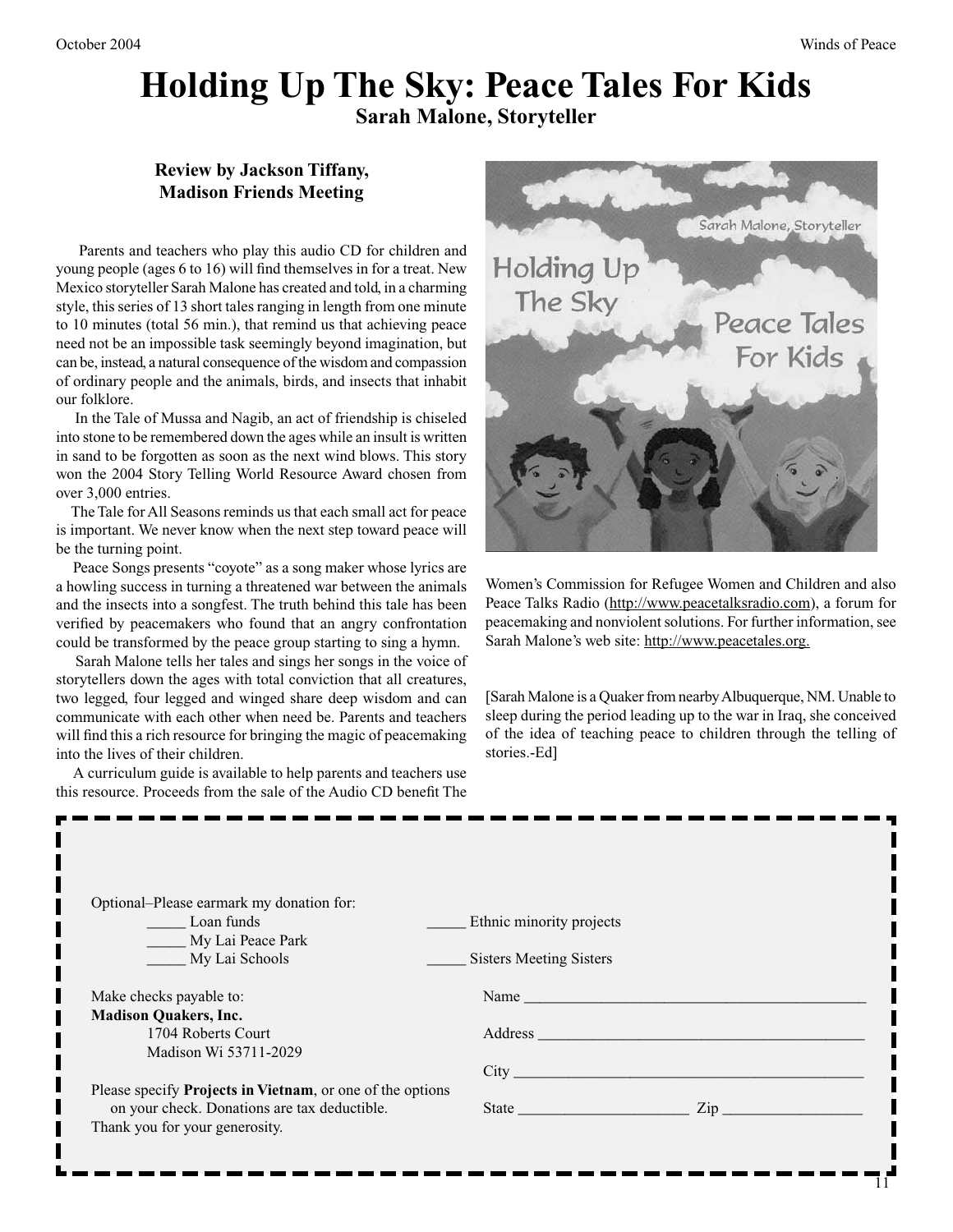# Holding Up The Sky: Peace Tales For Kids

## Sarah Malone, Storyteller

**Review by Jackson Tiffany, Madison Friends Meeting**

Parents and teachers who play this audio CD for children and young people (ages 6 to 16) will find themselves in for a treat. New Mexico storyteller Sarah Malone has created and told, in a charming style, this series of 13 short tales ranging in length from one minute to 10 minutes (total 56 min.), that remind us that achieving peace need not be an impossible task seemingly beyond imagination, but can be, instead, a natural consequence of the wisdom and compassion of ordinary people and the animals, birds, and insects that inhabit our folklore.

In the Tale of Mussa and Nagib, an act of friendship is chiseled into stone to be remembered down the ages while an insult is written in sand to be forgotten as soon as the next wind blows. This story won the 2004 Story Telling World Resource Award chosen from over 3,000 entries.

The Tale for All Seasons reminds us that each small act for peace is important. We never know when the next step toward peace will be the turning point.

Peace Songs presents "coyote" as a song maker whose lyrics are a howling success in turning a threatened war between the animals and the insects into a songfest. The truth behind this tale has been verified by peacemakers who found that an angry confrontation could be transformed by the peace group starting to sing a hymn.

Sarah Malone tells her tales and sings her songs in the voice of storytellers down the ages with total conviction that all creatures, two legged, four legged and winged share deep wisdom and can communicate with each other when need be. Parents and teachers will find this a rich resource for bringing the magic of peacemaking into the lives of their children.

A curriculum guide is available to help parents and teachers use this resource. Proceeds from the sale of the Audio CD benefit The Women's Commission for Refugee Women and Children and also Peace Talks Radio (http://www.peacetalksradio.com), a forum for peacemaking and nonviolent solutions. For further information, see Sarah Malone's web site: http://www.peacetales.org.

[Sarah Malone is a Quaker from nearby Albuquerque, NM. Unable to sleep during the period leading up to the war in Iraq, she conceived of the idea of teaching peace to children through the telling of stories.-Ed]

---

Optional–Please earmark my donation for:

_____ Loan funds
_____ My Lai Peace Park
_____ My Lai Schools
_____ Ethnic minority projects
_____ Sisters Meeting Sisters

Make checks payable to:
**Madison Quakers, Inc.**
1704 Roberts Court
Madison Wi 53711-2029

Please specify **Projects in Vietnam**, or one of the options on your check. Donations are tax deductible.
Thank you for your generosity.

Name ____________________________________________

Address __________________________________________

City _____________________________________________

State ______________________ Zip __________________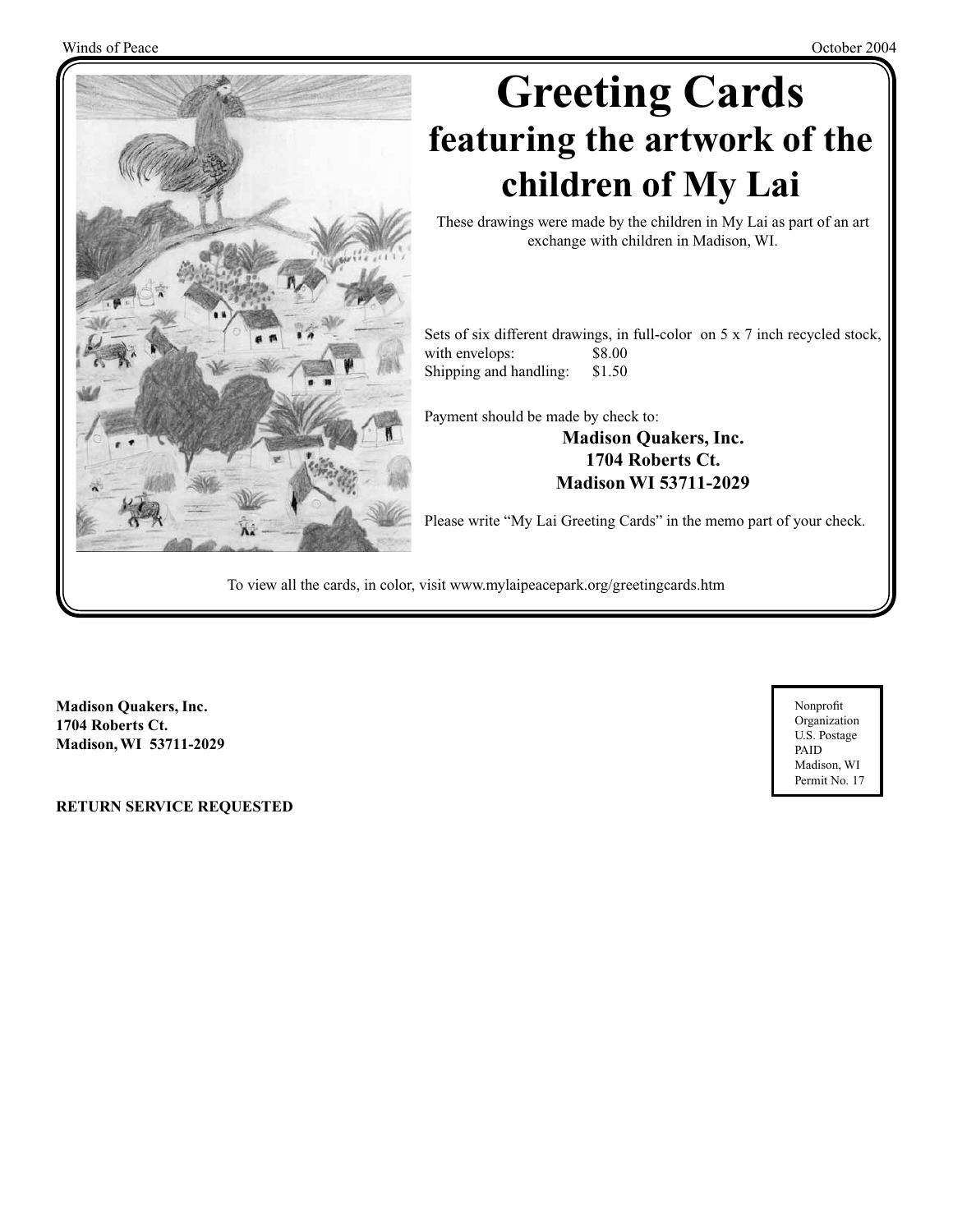# Greeting Cards

## featuring the artwork of the children of My Lai

These drawings were made by the children in My Lai as part of an art exchange with children in Madison, WI.

Sets of six different drawings, in full-color on 5 x 7 inch recycled stock, with envelops: $8.00
Shipping and handling: $1.50

Payment should be made by check to:

**Madison Quakers, Inc.**
**1704 Roberts Ct.**
**Madison WI 53711-2029**

Please write "My Lai Greeting Cards" in the memo part of your check.

To view all the cards, in color, visit www.mylaipeacepark.org/greetingcards.htm

**Madison Quakers, Inc.**
**1704 Roberts Ct.**
**Madison, WI 53711-2029**

**RETURN SERVICE REQUESTED**

Nonprofit
Organization
U.S. Postage
PAID
Madison, WI
Permit No. 17